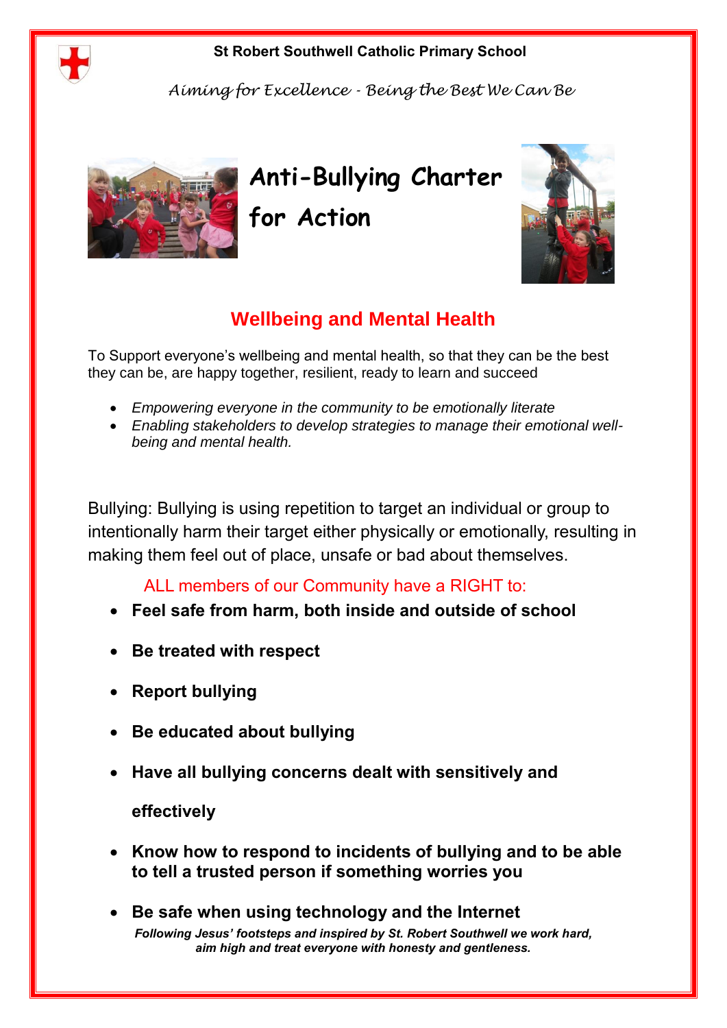**St Robert Southwell Catholic Primary School**

*Aiming for Excellence - Being the Best We Can Be*

# Anti-Bullying Charter for Action

## Wellbeing and Mental Health

To Support everyone's wellbeing and mental health, so that they can be the best they can be, are happy together, resilient, ready to learn and succeed

- *Empowering everyone in the community to be emotionally literate*
- *Enabling stakeholders to develop strategies to manage their emotional well-being and mental health.*

Bullying: Bullying is using repetition to target an individual or group to intentionally harm their target either physically or emotionally, resulting in making them feel out of place, unsafe or bad about themselves.

ALL members of our Community have a RIGHT to:

- **Feel safe from harm, both inside and outside of school**
- **Be treated with respect**
- **Report bullying**
- **Be educated about bullying**
- **Have all bullying concerns dealt with sensitively and effectively**
- **Know how to respond to incidents of bullying and to be able to tell a trusted person if something worries you**
- **Be safe when using technology and the Internet**

***Following Jesus' footsteps and inspired by St. Robert Southwell we work hard, aim high and treat everyone with honesty and gentleness.***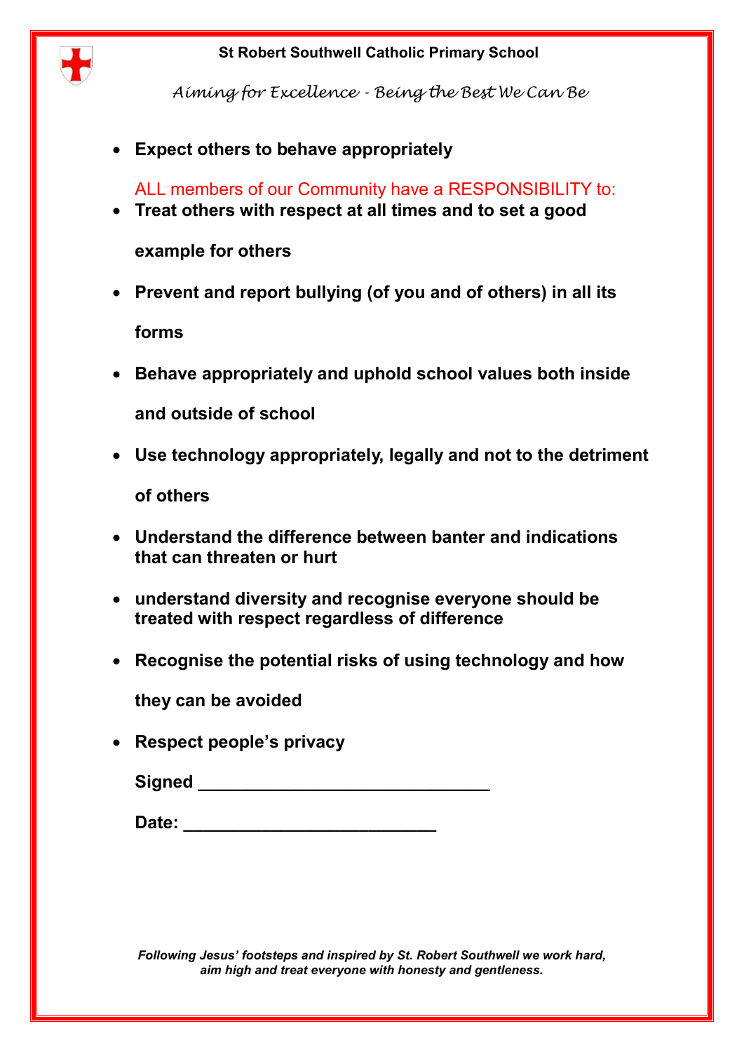**St Robert Southwell Catholic Primary School**

*Aiming for Excellence - Being the Best We Can Be*

- **Expect others to behave appropriately**

ALL members of our Community have a RESPONSIBILITY to:

- **Treat others with respect at all times and to set a good example for others**
- **Prevent and report bullying (of you and of others) in all its forms**
- **Behave appropriately and uphold school values both inside and outside of school**
- **Use technology appropriately, legally and not to the detriment of others**
- **Understand the difference between banter and indications that can threaten or hurt**
- **understand diversity and recognise everyone should be treated with respect regardless of difference**
- **Recognise the potential risks of using technology and how they can be avoided**
- **Respect people's privacy**

**Signed ______________________________**

**Date: __________________________**

***Following Jesus' footsteps and inspired by St. Robert Southwell we work hard, aim high and treat everyone with honesty and gentleness.***